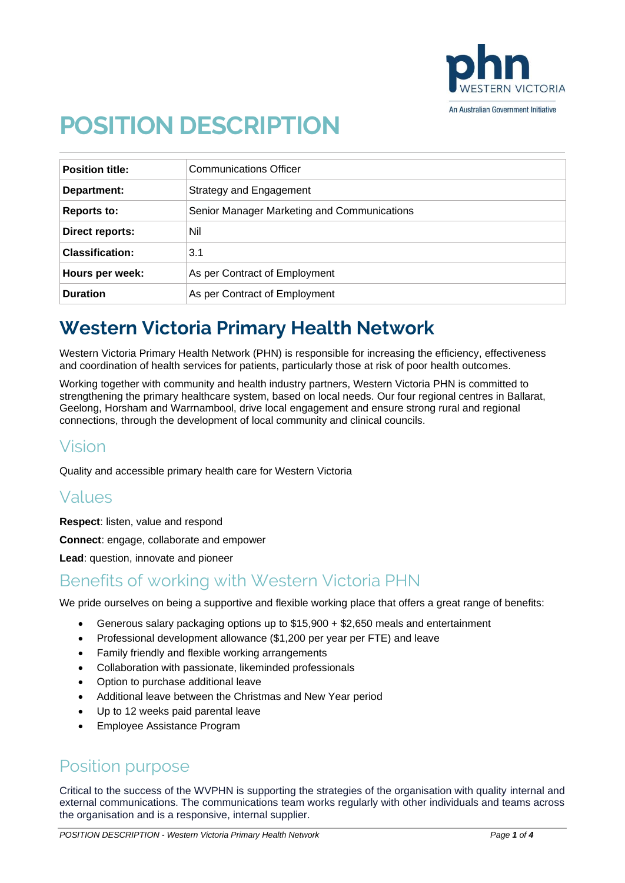phn WESTERN VICTORIA

An Australian Government Initiative

# POSITION DESCRIPTION

| Position title: | Communications Officer |
|---|---|
| Department: | Strategy and Engagement |
| Reports to: | Senior Manager Marketing and Communications |
| Direct reports: | Nil |
| Classification: | 3.1 |
| Hours per week: | As per Contract of Employment |
| Duration | As per Contract of Employment |

# Western Victoria Primary Health Network

Western Victoria Primary Health Network (PHN) is responsible for increasing the efficiency, effectiveness and coordination of health services for patients, particularly those at risk of poor health outcomes.

Working together with community and health industry partners, Western Victoria PHN is committed to strengthening the primary healthcare system, based on local needs. Our four regional centres in Ballarat, Geelong, Horsham and Warrnambool, drive local engagement and ensure strong rural and regional connections, through the development of local community and clinical councils.

## Vision

Quality and accessible primary health care for Western Victoria

## Values

**Respect**: listen, value and respond

**Connect**: engage, collaborate and empower

**Lead**: question, innovate and pioneer

## Benefits of working with Western Victoria PHN

We pride ourselves on being a supportive and flexible working place that offers a great range of benefits:

- Generous salary packaging options up to $15,900 + $2,650 meals and entertainment
- Professional development allowance ($1,200 per year per FTE) and leave
- Family friendly and flexible working arrangements
- Collaboration with passionate, likeminded professionals
- Option to purchase additional leave
- Additional leave between the Christmas and New Year period
- Up to 12 weeks paid parental leave
- Employee Assistance Program

## Position purpose

Critical to the success of the WVPHN is supporting the strategies of the organisation with quality internal and external communications. The communications team works regularly with other individuals and teams across the organisation and is a responsive, internal supplier.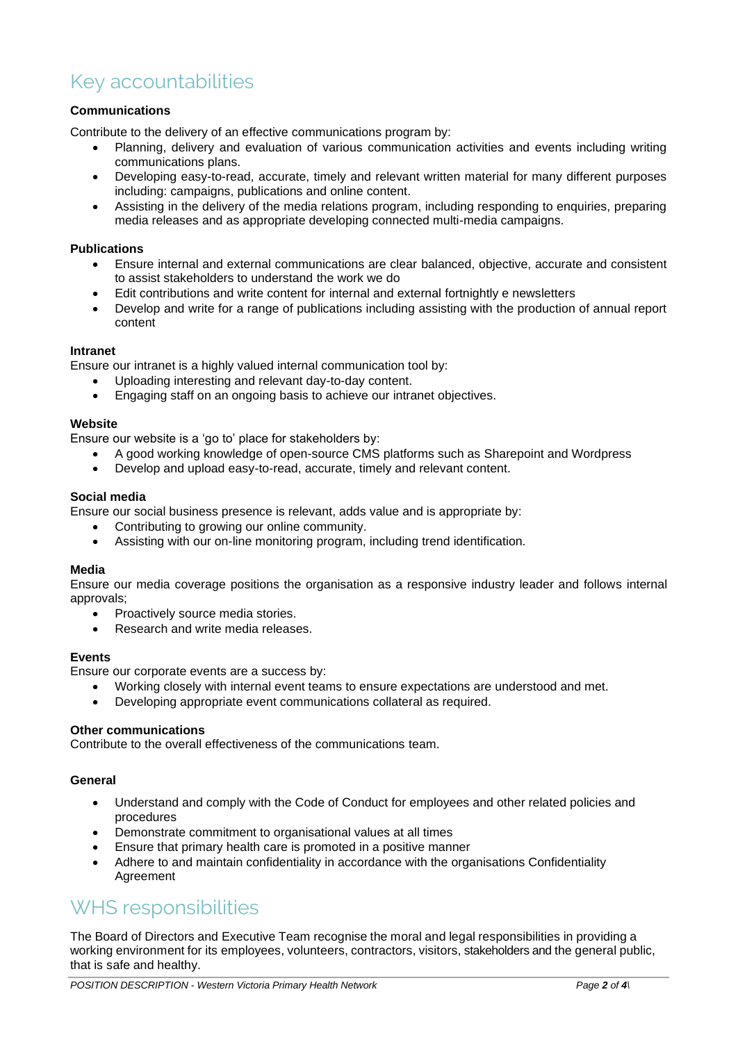## Key accountabilities

**Communications**

Contribute to the delivery of an effective communications program by:

- Planning, delivery and evaluation of various communication activities and events including writing communications plans.
- Developing easy-to-read, accurate, timely and relevant written material for many different purposes including: campaigns, publications and online content.
- Assisting in the delivery of the media relations program, including responding to enquiries, preparing media releases and as appropriate developing connected multi-media campaigns.

**Publications**

- Ensure internal and external communications are clear balanced, objective, accurate and consistent to assist stakeholders to understand the work we do
- Edit contributions and write content for internal and external fortnightly e newsletters
- Develop and write for a range of publications including assisting with the production of annual report content

**Intranet**

Ensure our intranet is a highly valued internal communication tool by:

- Uploading interesting and relevant day-to-day content.
- Engaging staff on an ongoing basis to achieve our intranet objectives.

**Website**

Ensure our website is a 'go to' place for stakeholders by:

- A good working knowledge of open-source CMS platforms such as Sharepoint and Wordpress
- Develop and upload easy-to-read, accurate, timely and relevant content.

**Social media**

Ensure our social business presence is relevant, adds value and is appropriate by:

- Contributing to growing our online community.
- Assisting with our on-line monitoring program, including trend identification.

**Media**

Ensure our media coverage positions the organisation as a responsive industry leader and follows internal approvals;

- Proactively source media stories.
- Research and write media releases.

**Events**

Ensure our corporate events are a success by:

- Working closely with internal event teams to ensure expectations are understood and met.
- Developing appropriate event communications collateral as required.

**Other communications**

Contribute to the overall effectiveness of the communications team.

**General**

- Understand and comply with the Code of Conduct for employees and other related policies and procedures
- Demonstrate commitment to organisational values at all times
- Ensure that primary health care is promoted in a positive manner
- Adhere to and maintain confidentiality in accordance with the organisations Confidentiality Agreement

## WHS responsibilities

The Board of Directors and Executive Team recognise the moral and legal responsibilities in providing a working environment for its employees, volunteers, contractors, visitors, stakeholders and the general public, that is safe and healthy.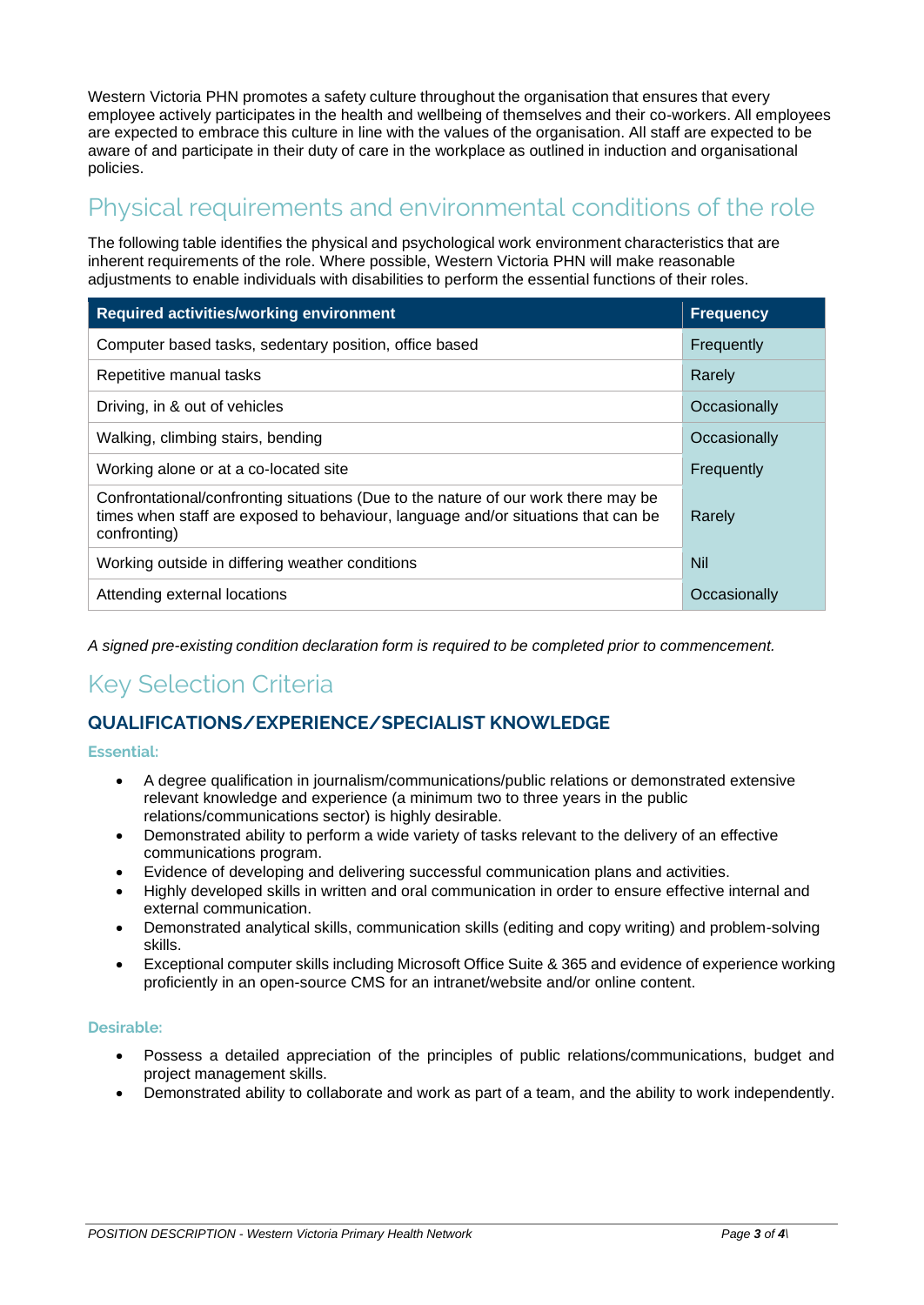Western Victoria PHN promotes a safety culture throughout the organisation that ensures that every employee actively participates in the health and wellbeing of themselves and their co-workers. All employees are expected to embrace this culture in line with the values of the organisation. All staff are expected to be aware of and participate in their duty of care in the workplace as outlined in induction and organisational policies.

## Physical requirements and environmental conditions of the role

The following table identifies the physical and psychological work environment characteristics that are inherent requirements of the role. Where possible, Western Victoria PHN will make reasonable adjustments to enable individuals with disabilities to perform the essential functions of their roles.

| Required activities/working environment | Frequency |
| --- | --- |
| Computer based tasks, sedentary position, office based | Frequently |
| Repetitive manual tasks | Rarely |
| Driving, in & out of vehicles | Occasionally |
| Walking, climbing stairs, bending | Occasionally |
| Working alone or at a co-located site | Frequently |
| Confrontational/confronting situations (Due to the nature of our work there may be times when staff are exposed to behaviour, language and/or situations that can be confronting) | Rarely |
| Working outside in differing weather conditions | Nil |
| Attending external locations | Occasionally |

*A signed pre-existing condition declaration form is required to be completed prior to commencement.*

## Key Selection Criteria

### QUALIFICATIONS/EXPERIENCE/SPECIALIST KNOWLEDGE

**Essential:**

- A degree qualification in journalism/communications/public relations or demonstrated extensive relevant knowledge and experience (a minimum two to three years in the public relations/communications sector) is highly desirable.
- Demonstrated ability to perform a wide variety of tasks relevant to the delivery of an effective communications program.
- Evidence of developing and delivering successful communication plans and activities.
- Highly developed skills in written and oral communication in order to ensure effective internal and external communication.
- Demonstrated analytical skills, communication skills (editing and copy writing) and problem-solving skills.
- Exceptional computer skills including Microsoft Office Suite & 365 and evidence of experience working proficiently in an open-source CMS for an intranet/website and/or online content.

**Desirable:**

- Possess a detailed appreciation of the principles of public relations/communications, budget and project management skills.
- Demonstrated ability to collaborate and work as part of a team, and the ability to work independently.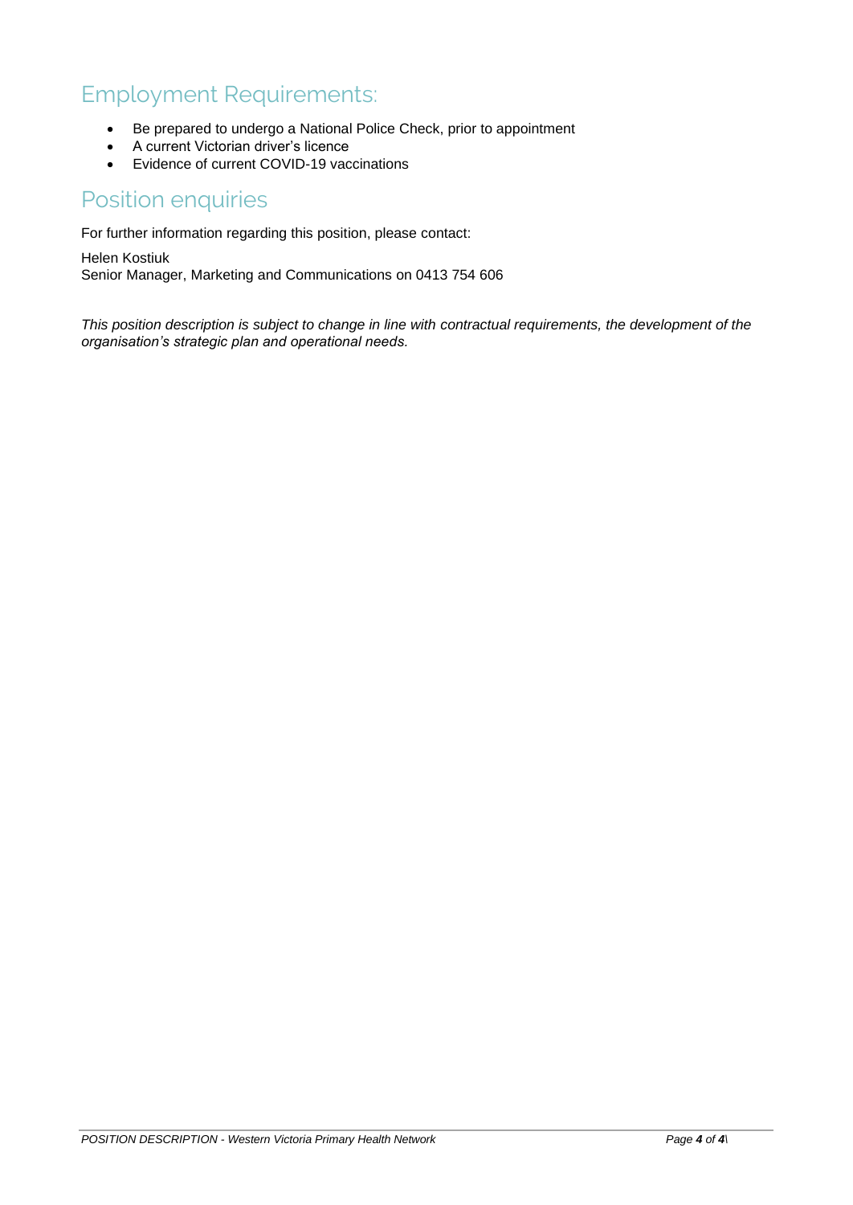## Employment Requirements:

- Be prepared to undergo a National Police Check, prior to appointment
- A current Victorian driver's licence
- Evidence of current COVID-19 vaccinations

## Position enquiries

For further information regarding this position, please contact:

Helen Kostiuk
Senior Manager, Marketing and Communications on 0413 754 606

*This position description is subject to change in line with contractual requirements, the development of the organisation's strategic plan and operational needs.*